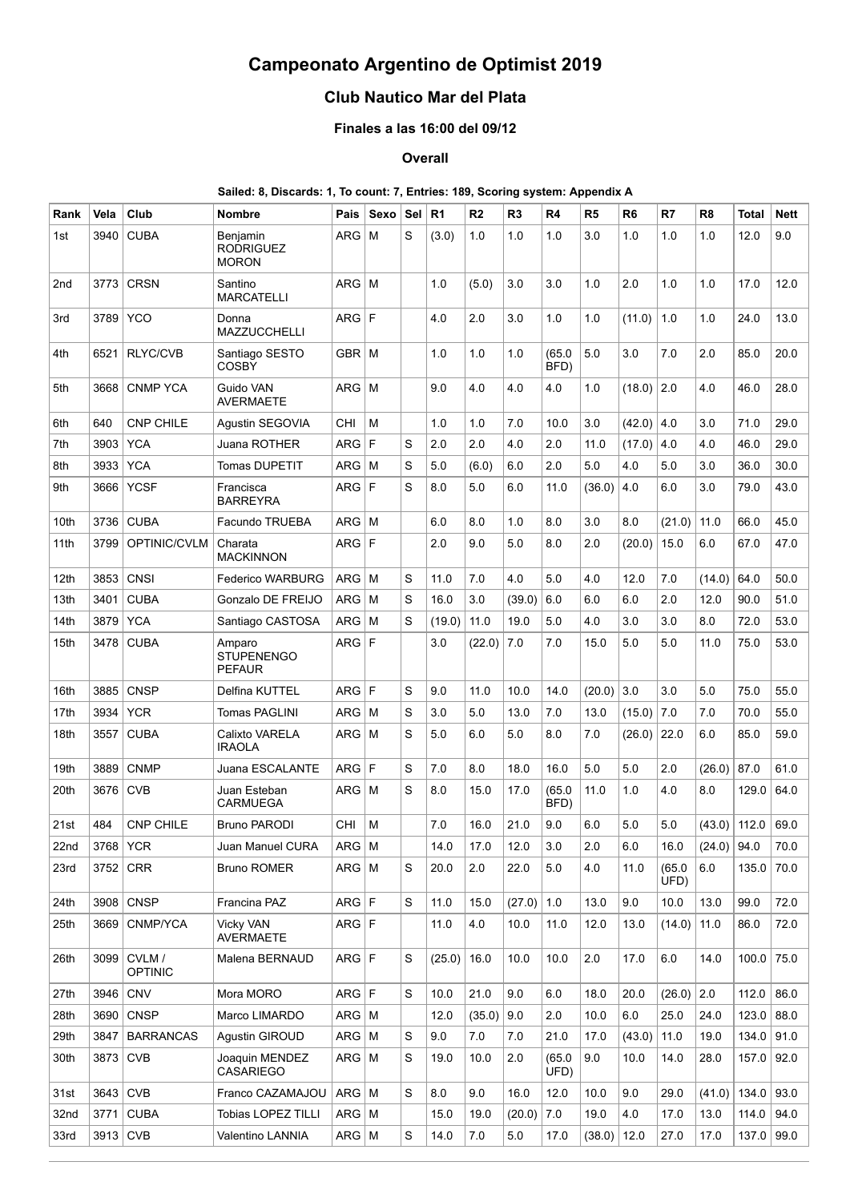# Campeonato Argentino de Optimist 2019

## Club Nautico Mar del Plata

### Finales a las 16:00 del 09/12

#### Overall

**Sailed: 8, Discards: 1, To count: 7, Entries: 189, Scoring system: Appendix A**

| Rank | Vela | Club | Nombre | Pais | Sexo | Sel | R1 | R2 | R3 | R4 | R5 | R6 | R7 | R8 | Total | Nett |
|---|---|---|---|---|---|---|---|---|---|---|---|---|---|---|---|---|
| 1st | 3940 | CUBA | Benjamin RODRIGUEZ MORON | ARG | M | S | (3.0) | 1.0 | 1.0 | 1.0 | 3.0 | 1.0 | 1.0 | 1.0 | 12.0 | 9.0 |
| 2nd | 3773 | CRSN | Santino MARCATELLI | ARG | M | | 1.0 | (5.0) | 3.0 | 3.0 | 1.0 | 2.0 | 1.0 | 1.0 | 17.0 | 12.0 |
| 3rd | 3789 | YCO | Donna MAZZUCCHELLI | ARG | F | | 4.0 | 2.0 | 3.0 | 1.0 | 1.0 | (11.0) | 1.0 | 1.0 | 24.0 | 13.0 |
| 4th | 6521 | RLYC/CVB | Santiago SESTO COSBY | GBR | M | | 1.0 | 1.0 | 1.0 | (65.0 BFD) | 5.0 | 3.0 | 7.0 | 2.0 | 85.0 | 20.0 |
| 5th | 3668 | CNMP YCA | Guido VAN AVERMAETE | ARG | M | | 9.0 | 4.0 | 4.0 | 4.0 | 1.0 | (18.0) | 2.0 | 4.0 | 46.0 | 28.0 |
| 6th | 640 | CNP CHILE | Agustin SEGOVIA | CHI | M | | 1.0 | 1.0 | 7.0 | 10.0 | 3.0 | (42.0) | 4.0 | 3.0 | 71.0 | 29.0 |
| 7th | 3903 | YCA | Juana ROTHER | ARG | F | S | 2.0 | 2.0 | 4.0 | 2.0 | 11.0 | (17.0) | 4.0 | 4.0 | 46.0 | 29.0 |
| 8th | 3933 | YCA | Tomas DUPETIT | ARG | M | S | 5.0 | (6.0) | 6.0 | 2.0 | 5.0 | 4.0 | 5.0 | 3.0 | 36.0 | 30.0 |
| 9th | 3666 | YCSF | Francisca BARREYRA | ARG | F | S | 8.0 | 5.0 | 6.0 | 11.0 | (36.0) | 4.0 | 6.0 | 3.0 | 79.0 | 43.0 |
| 10th | 3736 | CUBA | Facundo TRUEBA | ARG | M | | 6.0 | 8.0 | 1.0 | 8.0 | 3.0 | 8.0 | (21.0) | 11.0 | 66.0 | 45.0 |
| 11th | 3799 | OPTINIC/CVLM | Charata MACKINNON | ARG | F | | 2.0 | 9.0 | 5.0 | 8.0 | 2.0 | (20.0) | 15.0 | 6.0 | 67.0 | 47.0 |
| 12th | 3853 | CNSI | Federico WARBURG | ARG | M | S | 11.0 | 7.0 | 4.0 | 5.0 | 4.0 | 12.0 | 7.0 | (14.0) | 64.0 | 50.0 |
| 13th | 3401 | CUBA | Gonzalo DE FREIJO | ARG | M | S | 16.0 | 3.0 | (39.0) | 6.0 | 6.0 | 6.0 | 2.0 | 12.0 | 90.0 | 51.0 |
| 14th | 3879 | YCA | Santiago CASTOSA | ARG | M | S | (19.0) | 11.0 | 19.0 | 5.0 | 4.0 | 3.0 | 3.0 | 8.0 | 72.0 | 53.0 |
| 15th | 3478 | CUBA | Amparo STUPENENGO PEFAUR | ARG | F | | 3.0 | (22.0) | 7.0 | 7.0 | 15.0 | 5.0 | 5.0 | 11.0 | 75.0 | 53.0 |
| 16th | 3885 | CNSP | Delfina KUTTEL | ARG | F | S | 9.0 | 11.0 | 10.0 | 14.0 | (20.0) | 3.0 | 3.0 | 5.0 | 75.0 | 55.0 |
| 17th | 3934 | YCR | Tomas PAGLINI | ARG | M | S | 3.0 | 5.0 | 13.0 | 7.0 | 13.0 | (15.0) | 7.0 | 7.0 | 70.0 | 55.0 |
| 18th | 3557 | CUBA | Calixto VARELA IRAOLA | ARG | M | S | 5.0 | 6.0 | 5.0 | 8.0 | 7.0 | (26.0) | 22.0 | 6.0 | 85.0 | 59.0 |
| 19th | 3889 | CNMP | Juana ESCALANTE | ARG | F | S | 7.0 | 8.0 | 18.0 | 16.0 | 5.0 | 5.0 | 2.0 | (26.0) | 87.0 | 61.0 |
| 20th | 3676 | CVB | Juan Esteban CARMUEGA | ARG | M | S | 8.0 | 15.0 | 17.0 | (65.0 BFD) | 11.0 | 1.0 | 4.0 | 8.0 | 129.0 | 64.0 |
| 21st | 484 | CNP CHILE | Bruno PARODI | CHI | M | | 7.0 | 16.0 | 21.0 | 9.0 | 6.0 | 5.0 | 5.0 | (43.0) | 112.0 | 69.0 |
| 22nd | 3768 | YCR | Juan Manuel CURA | ARG | M | | 14.0 | 17.0 | 12.0 | 3.0 | 2.0 | 6.0 | 16.0 | (24.0) | 94.0 | 70.0 |
| 23rd | 3752 | CRR | Bruno ROMER | ARG | M | S | 20.0 | 2.0 | 22.0 | 5.0 | 4.0 | 11.0 | (65.0 UFD) | 6.0 | 135.0 | 70.0 |
| 24th | 3908 | CNSP | Francina PAZ | ARG | F | S | 11.0 | 15.0 | (27.0) | 1.0 | 13.0 | 9.0 | 10.0 | 13.0 | 99.0 | 72.0 |
| 25th | 3669 | CNMP/YCA | Vicky VAN AVERMAETE | ARG | F | | 11.0 | 4.0 | 10.0 | 11.0 | 12.0 | 13.0 | (14.0) | 11.0 | 86.0 | 72.0 |
| 26th | 3099 | CVLM / OPTINIC | Malena BERNAUD | ARG | F | S | (25.0) | 16.0 | 10.0 | 10.0 | 2.0 | 17.0 | 6.0 | 14.0 | 100.0 | 75.0 |
| 27th | 3946 | CNV | Mora MORO | ARG | F | S | 10.0 | 21.0 | 9.0 | 6.0 | 18.0 | 20.0 | (26.0) | 2.0 | 112.0 | 86.0 |
| 28th | 3690 | CNSP | Marco LIMARDO | ARG | M | | 12.0 | (35.0) | 9.0 | 2.0 | 10.0 | 6.0 | 25.0 | 24.0 | 123.0 | 88.0 |
| 29th | 3847 | BARRANCAS | Agustin GIROUD | ARG | M | S | 9.0 | 7.0 | 7.0 | 21.0 | 17.0 | (43.0) | 11.0 | 19.0 | 134.0 | 91.0 |
| 30th | 3873 | CVB | Joaquin MENDEZ CASARIEGO | ARG | M | S | 19.0 | 10.0 | 2.0 | (65.0 UFD) | 9.0 | 10.0 | 14.0 | 28.0 | 157.0 | 92.0 |
| 31st | 3643 | CVB | Franco CAZAMAJOU | ARG | M | S | 8.0 | 9.0 | 16.0 | 12.0 | 10.0 | 9.0 | 29.0 | (41.0) | 134.0 | 93.0 |
| 32nd | 3771 | CUBA | Tobias LOPEZ TILLI | ARG | M | | 15.0 | 19.0 | (20.0) | 7.0 | 19.0 | 4.0 | 17.0 | 13.0 | 114.0 | 94.0 |
| 33rd | 3913 | CVB | Valentino LANNIA | ARG | M | S | 14.0 | 7.0 | 5.0 | 17.0 | (38.0) | 12.0 | 27.0 | 17.0 | 137.0 | 99.0 |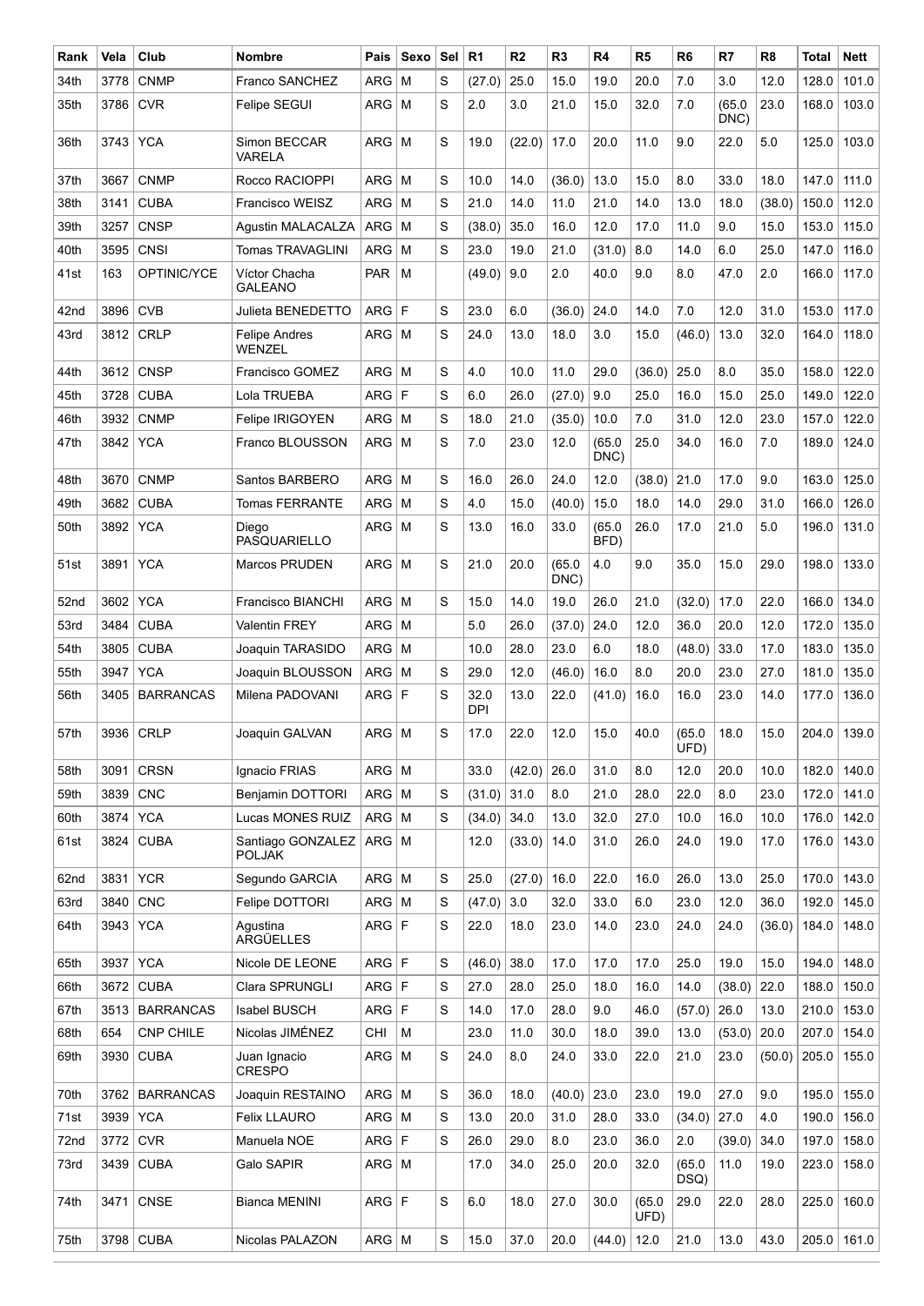| Rank | Vela | Club | Nombre | Pais | Sexo | Sel | R1 | R2 | R3 | R4 | R5 | R6 | R7 | R8 | Total | Nett |
|---|---|---|---|---|---|---|---|---|---|---|---|---|---|---|---|---|
| 34th | 3778 | CNMP | Franco SANCHEZ | ARG | M | S | (27.0) | 25.0 | 15.0 | 19.0 | 20.0 | 7.0 | 3.0 | 12.0 | 128.0 | 101.0 |
| 35th | 3786 | CVR | Felipe SEGUI | ARG | M | S | 2.0 | 3.0 | 21.0 | 15.0 | 32.0 | 7.0 | (65.0 DNC) | 23.0 | 168.0 | 103.0 |
| 36th | 3743 | YCA | Simon BECCAR VARELA | ARG | M | S | 19.0 | (22.0) | 17.0 | 20.0 | 11.0 | 9.0 | 22.0 | 5.0 | 125.0 | 103.0 |
| 37th | 3667 | CNMP | Rocco RACIOPPI | ARG | M | S | 10.0 | 14.0 | (36.0) | 13.0 | 15.0 | 8.0 | 33.0 | 18.0 | 147.0 | 111.0 |
| 38th | 3141 | CUBA | Francisco WEISZ | ARG | M | S | 21.0 | 14.0 | 11.0 | 21.0 | 14.0 | 13.0 | 18.0 | (38.0) | 150.0 | 112.0 |
| 39th | 3257 | CNSP | Agustin MALACALZA | ARG | M | S | (38.0) | 35.0 | 16.0 | 12.0 | 17.0 | 11.0 | 9.0 | 15.0 | 153.0 | 115.0 |
| 40th | 3595 | CNSI | Tomas TRAVAGLINI | ARG | M | S | 23.0 | 19.0 | 21.0 | (31.0) | 8.0 | 14.0 | 6.0 | 25.0 | 147.0 | 116.0 |
| 41st | 163 | OPTINIC/YCE | Víctor Chacha GALEANO | PAR | M | | (49.0) | 9.0 | 2.0 | 40.0 | 9.0 | 8.0 | 47.0 | 2.0 | 166.0 | 117.0 |
| 42nd | 3896 | CVB | Julieta BENEDETTO | ARG | F | S | 23.0 | 6.0 | (36.0) | 24.0 | 14.0 | 7.0 | 12.0 | 31.0 | 153.0 | 117.0 |
| 43rd | 3812 | CRLP | Felipe Andres WENZEL | ARG | M | S | 24.0 | 13.0 | 18.0 | 3.0 | 15.0 | (46.0) | 13.0 | 32.0 | 164.0 | 118.0 |
| 44th | 3612 | CNSP | Francisco GOMEZ | ARG | M | S | 4.0 | 10.0 | 11.0 | 29.0 | (36.0) | 25.0 | 8.0 | 35.0 | 158.0 | 122.0 |
| 45th | 3728 | CUBA | Lola TRUEBA | ARG | F | S | 6.0 | 26.0 | (27.0) | 9.0 | 25.0 | 16.0 | 15.0 | 25.0 | 149.0 | 122.0 |
| 46th | 3932 | CNMP | Felipe IRIGOYEN | ARG | M | S | 18.0 | 21.0 | (35.0) | 10.0 | 7.0 | 31.0 | 12.0 | 23.0 | 157.0 | 122.0 |
| 47th | 3842 | YCA | Franco BLOUSSON | ARG | M | S | 7.0 | 23.0 | 12.0 | (65.0 DNC) | 25.0 | 34.0 | 16.0 | 7.0 | 189.0 | 124.0 |
| 48th | 3670 | CNMP | Santos BARBERO | ARG | M | S | 16.0 | 26.0 | 24.0 | 12.0 | (38.0) | 21.0 | 17.0 | 9.0 | 163.0 | 125.0 |
| 49th | 3682 | CUBA | Tomas FERRANTE | ARG | M | S | 4.0 | 15.0 | (40.0) | 15.0 | 18.0 | 14.0 | 29.0 | 31.0 | 166.0 | 126.0 |
| 50th | 3892 | YCA | Diego PASQUARIELLO | ARG | M | S | 13.0 | 16.0 | 33.0 | (65.0 BFD) | 26.0 | 17.0 | 21.0 | 5.0 | 196.0 | 131.0 |
| 51st | 3891 | YCA | Marcos PRUDEN | ARG | M | S | 21.0 | 20.0 | (65.0 DNC) | 4.0 | 9.0 | 35.0 | 15.0 | 29.0 | 198.0 | 133.0 |
| 52nd | 3602 | YCA | Francisco BIANCHI | ARG | M | S | 15.0 | 14.0 | 19.0 | 26.0 | 21.0 | (32.0) | 17.0 | 22.0 | 166.0 | 134.0 |
| 53rd | 3484 | CUBA | Valentin FREY | ARG | M | | 5.0 | 26.0 | (37.0) | 24.0 | 12.0 | 36.0 | 20.0 | 12.0 | 172.0 | 135.0 |
| 54th | 3805 | CUBA | Joaquin TARASIDO | ARG | M | | 10.0 | 28.0 | 23.0 | 6.0 | 18.0 | (48.0) | 33.0 | 17.0 | 183.0 | 135.0 |
| 55th | 3947 | YCA | Joaquin BLOUSSON | ARG | M | S | 29.0 | 12.0 | (46.0) | 16.0 | 8.0 | 20.0 | 23.0 | 27.0 | 181.0 | 135.0 |
| 56th | 3405 | BARRANCAS | Milena PADOVANI | ARG | F | S | 32.0 DPI | 13.0 | 22.0 | (41.0) | 16.0 | 16.0 | 23.0 | 14.0 | 177.0 | 136.0 |
| 57th | 3936 | CRLP | Joaquin GALVAN | ARG | M | S | 17.0 | 22.0 | 12.0 | 15.0 | 40.0 | (65.0 UFD) | 18.0 | 15.0 | 204.0 | 139.0 |
| 58th | 3091 | CRSN | Ignacio FRIAS | ARG | M | | 33.0 | (42.0) | 26.0 | 31.0 | 8.0 | 12.0 | 20.0 | 10.0 | 182.0 | 140.0 |
| 59th | 3839 | CNC | Benjamin DOTTORI | ARG | M | S | (31.0) | 31.0 | 8.0 | 21.0 | 28.0 | 22.0 | 8.0 | 23.0 | 172.0 | 141.0 |
| 60th | 3874 | YCA | Lucas MONES RUIZ | ARG | M | S | (34.0) | 34.0 | 13.0 | 32.0 | 27.0 | 10.0 | 16.0 | 10.0 | 176.0 | 142.0 |
| 61st | 3824 | CUBA | Santiago GONZALEZ POLJAK | ARG | M | | 12.0 | (33.0) | 14.0 | 31.0 | 26.0 | 24.0 | 19.0 | 17.0 | 176.0 | 143.0 |
| 62nd | 3831 | YCR | Segundo GARCIA | ARG | M | S | 25.0 | (27.0) | 16.0 | 22.0 | 16.0 | 26.0 | 13.0 | 25.0 | 170.0 | 143.0 |
| 63rd | 3840 | CNC | Felipe DOTTORI | ARG | M | S | (47.0) | 3.0 | 32.0 | 33.0 | 6.0 | 23.0 | 12.0 | 36.0 | 192.0 | 145.0 |
| 64th | 3943 | YCA | Agustina ARGÜELLES | ARG | F | S | 22.0 | 18.0 | 23.0 | 14.0 | 23.0 | 24.0 | 24.0 | (36.0) | 184.0 | 148.0 |
| 65th | 3937 | YCA | Nicole DE LEONE | ARG | F | S | (46.0) | 38.0 | 17.0 | 17.0 | 17.0 | 25.0 | 19.0 | 15.0 | 194.0 | 148.0 |
| 66th | 3672 | CUBA | Clara SPRUNGLI | ARG | F | S | 27.0 | 28.0 | 25.0 | 18.0 | 16.0 | 14.0 | (38.0) | 22.0 | 188.0 | 150.0 |
| 67th | 3513 | BARRANCAS | Isabel BUSCH | ARG | F | S | 14.0 | 17.0 | 28.0 | 9.0 | 46.0 | (57.0) | 26.0 | 13.0 | 210.0 | 153.0 |
| 68th | 654 | CNP CHILE | Nicolas JIMÉNEZ | CHI | M | | 23.0 | 11.0 | 30.0 | 18.0 | 39.0 | 13.0 | (53.0) | 20.0 | 207.0 | 154.0 |
| 69th | 3930 | CUBA | Juan Ignacio CRESPO | ARG | M | S | 24.0 | 8.0 | 24.0 | 33.0 | 22.0 | 21.0 | 23.0 | (50.0) | 205.0 | 155.0 |
| 70th | 3762 | BARRANCAS | Joaquin RESTAINO | ARG | M | S | 36.0 | 18.0 | (40.0) | 23.0 | 23.0 | 19.0 | 27.0 | 9.0 | 195.0 | 155.0 |
| 71st | 3939 | YCA | Felix LLAURO | ARG | M | S | 13.0 | 20.0 | 31.0 | 28.0 | 33.0 | (34.0) | 27.0 | 4.0 | 190.0 | 156.0 |
| 72nd | 3772 | CVR | Manuela NOE | ARG | F | S | 26.0 | 29.0 | 8.0 | 23.0 | 36.0 | 2.0 | (39.0) | 34.0 | 197.0 | 158.0 |
| 73rd | 3439 | CUBA | Galo SAPIR | ARG | M | | 17.0 | 34.0 | 25.0 | 20.0 | 32.0 | (65.0 DSQ) | 11.0 | 19.0 | 223.0 | 158.0 |
| 74th | 3471 | CNSE | Bianca MENINI | ARG | F | S | 6.0 | 18.0 | 27.0 | 30.0 | (65.0 UFD) | 29.0 | 22.0 | 28.0 | 225.0 | 160.0 |
| 75th | 3798 | CUBA | Nicolas PALAZON | ARG | M | S | 15.0 | 37.0 | 20.0 | (44.0) | 12.0 | 21.0 | 13.0 | 43.0 | 205.0 | 161.0 |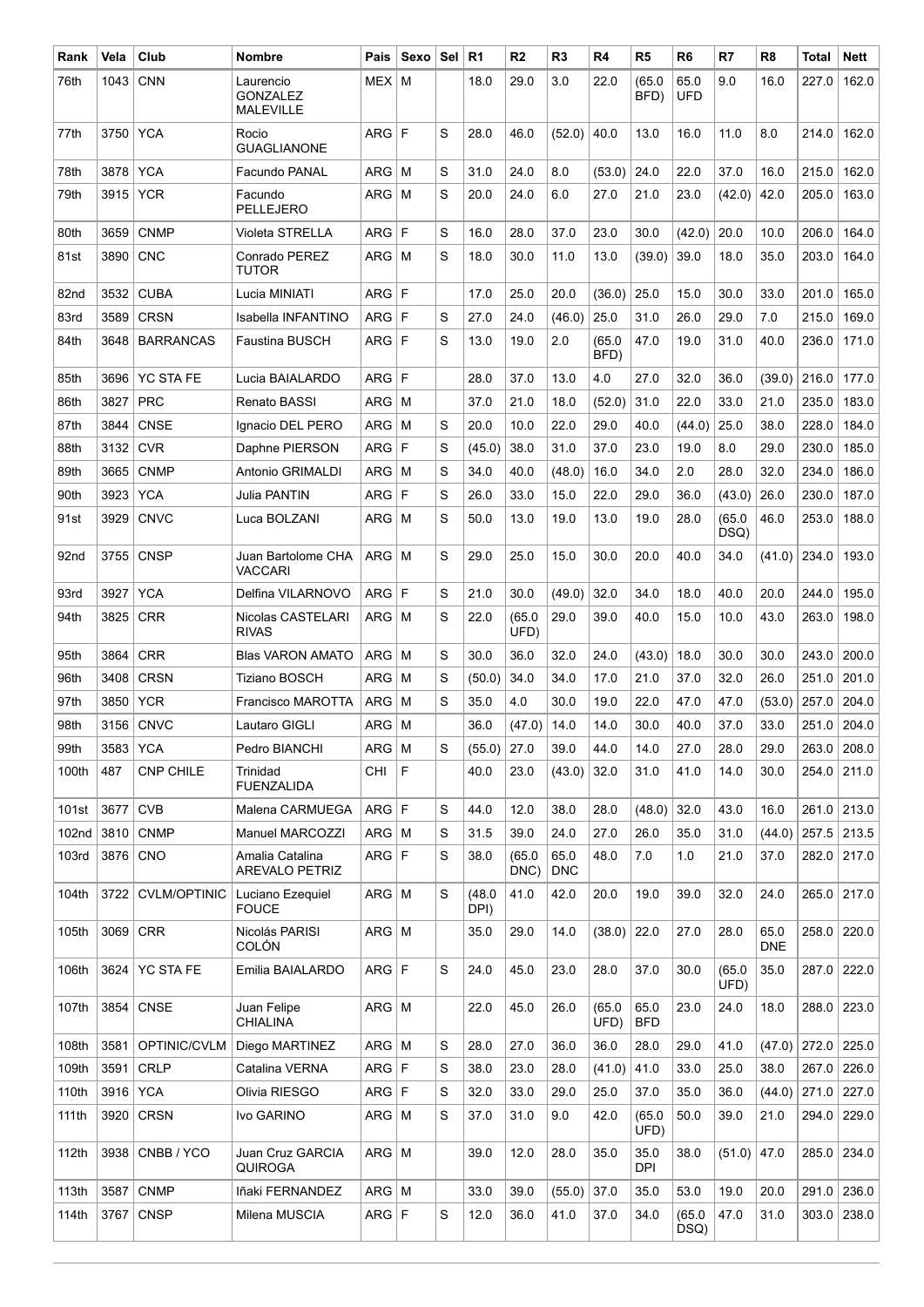| Rank | Vela | Club | Nombre | Pais | Sexo | Sel | R1 | R2 | R3 | R4 | R5 | R6 | R7 | R8 | Total | Nett |
|---|---|---|---|---|---|---|---|---|---|---|---|---|---|---|---|---|
| 76th | 1043 | CNN | Laurencio GONZALEZ MALEVILLE | MEX | M | | 18.0 | 29.0 | 3.0 | 22.0 | (65.0 BFD) | 65.0 UFD | 9.0 | 16.0 | 227.0 | 162.0 |
| 77th | 3750 | YCA | Rocio GUAGLIANONE | ARG | F | S | 28.0 | 46.0 | (52.0) | 40.0 | 13.0 | 16.0 | 11.0 | 8.0 | 214.0 | 162.0 |
| 78th | 3878 | YCA | Facundo PANAL | ARG | M | S | 31.0 | 24.0 | 8.0 | (53.0) | 24.0 | 22.0 | 37.0 | 16.0 | 215.0 | 162.0 |
| 79th | 3915 | YCR | Facundo PELLEJERO | ARG | M | S | 20.0 | 24.0 | 6.0 | 27.0 | 21.0 | 23.0 | (42.0) | 42.0 | 205.0 | 163.0 |
| 80th | 3659 | CNMP | Violeta STRELLA | ARG | F | S | 16.0 | 28.0 | 37.0 | 23.0 | 30.0 | (42.0) | 20.0 | 10.0 | 206.0 | 164.0 |
| 81st | 3890 | CNC | Conrado PEREZ TUTOR | ARG | M | S | 18.0 | 30.0 | 11.0 | 13.0 | (39.0) | 39.0 | 18.0 | 35.0 | 203.0 | 164.0 |
| 82nd | 3532 | CUBA | Lucia MINIATI | ARG | F | | 17.0 | 25.0 | 20.0 | (36.0) | 25.0 | 15.0 | 30.0 | 33.0 | 201.0 | 165.0 |
| 83rd | 3589 | CRSN | Isabella INFANTINO | ARG | F | S | 27.0 | 24.0 | (46.0) | 25.0 | 31.0 | 26.0 | 29.0 | 7.0 | 215.0 | 169.0 |
| 84th | 3648 | BARRANCAS | Faustina BUSCH | ARG | F | S | 13.0 | 19.0 | 2.0 | (65.0 BFD) | 47.0 | 19.0 | 31.0 | 40.0 | 236.0 | 171.0 |
| 85th | 3696 | YC STA FE | Lucia BAIALARDO | ARG | F | | 28.0 | 37.0 | 13.0 | 4.0 | 27.0 | 32.0 | 36.0 | (39.0) | 216.0 | 177.0 |
| 86th | 3827 | PRC | Renato BASSI | ARG | M | | 37.0 | 21.0 | 18.0 | (52.0) | 31.0 | 22.0 | 33.0 | 21.0 | 235.0 | 183.0 |
| 87th | 3844 | CNSE | Ignacio DEL PERO | ARG | M | S | 20.0 | 10.0 | 22.0 | 29.0 | 40.0 | (44.0) | 25.0 | 38.0 | 228.0 | 184.0 |
| 88th | 3132 | CVR | Daphne PIERSON | ARG | F | S | (45.0) | 38.0 | 31.0 | 37.0 | 23.0 | 19.0 | 8.0 | 29.0 | 230.0 | 185.0 |
| 89th | 3665 | CNMP | Antonio GRIMALDI | ARG | M | S | 34.0 | 40.0 | (48.0) | 16.0 | 34.0 | 2.0 | 28.0 | 32.0 | 234.0 | 186.0 |
| 90th | 3923 | YCA | Julia PANTIN | ARG | F | S | 26.0 | 33.0 | 15.0 | 22.0 | 29.0 | 36.0 | (43.0) | 26.0 | 230.0 | 187.0 |
| 91st | 3929 | CNVC | Luca BOLZANI | ARG | M | S | 50.0 | 13.0 | 19.0 | 13.0 | 19.0 | 28.0 | (65.0 DSQ) | 46.0 | 253.0 | 188.0 |
| 92nd | 3755 | CNSP | Juan Bartolome CHA VACCARI | ARG | M | S | 29.0 | 25.0 | 15.0 | 30.0 | 20.0 | 40.0 | 34.0 | (41.0) | 234.0 | 193.0 |
| 93rd | 3927 | YCA | Delfina VILARNOVO | ARG | F | S | 21.0 | 30.0 | (49.0) | 32.0 | 34.0 | 18.0 | 40.0 | 20.0 | 244.0 | 195.0 |
| 94th | 3825 | CRR | Nicolas CASTELARI RIVAS | ARG | M | S | 22.0 | (65.0 UFD) | 29.0 | 39.0 | 40.0 | 15.0 | 10.0 | 43.0 | 263.0 | 198.0 |
| 95th | 3864 | CRR | Blas VARON AMATO | ARG | M | S | 30.0 | 36.0 | 32.0 | 24.0 | (43.0) | 18.0 | 30.0 | 30.0 | 243.0 | 200.0 |
| 96th | 3408 | CRSN | Tiziano BOSCH | ARG | M | S | (50.0) | 34.0 | 34.0 | 17.0 | 21.0 | 37.0 | 32.0 | 26.0 | 251.0 | 201.0 |
| 97th | 3850 | YCR | Francisco MAROTTA | ARG | M | S | 35.0 | 4.0 | 30.0 | 19.0 | 22.0 | 47.0 | 47.0 | (53.0) | 257.0 | 204.0 |
| 98th | 3156 | CNVC | Lautaro GIGLI | ARG | M | | 36.0 | (47.0) | 14.0 | 14.0 | 30.0 | 40.0 | 37.0 | 33.0 | 251.0 | 204.0 |
| 99th | 3583 | YCA | Pedro BIANCHI | ARG | M | S | (55.0) | 27.0 | 39.0 | 44.0 | 14.0 | 27.0 | 28.0 | 29.0 | 263.0 | 208.0 |
| 100th | 487 | CNP CHILE | Trinidad FUENZALIDA | CHI | F | | 40.0 | 23.0 | (43.0) | 32.0 | 31.0 | 41.0 | 14.0 | 30.0 | 254.0 | 211.0 |
| 101st | 3677 | CVB | Malena CARMUEGA | ARG | F | S | 44.0 | 12.0 | 38.0 | 28.0 | (48.0) | 32.0 | 43.0 | 16.0 | 261.0 | 213.0 |
| 102nd | 3810 | CNMP | Manuel MARCOZZI | ARG | M | S | 31.5 | 39.0 | 24.0 | 27.0 | 26.0 | 35.0 | 31.0 | (44.0) | 257.5 | 213.5 |
| 103rd | 3876 | CNO | Amalia Catalina AREVALO PETRIZ | ARG | F | S | 38.0 | (65.0 DNC) | 65.0 DNC | 48.0 | 7.0 | 1.0 | 21.0 | 37.0 | 282.0 | 217.0 |
| 104th | 3722 | CVLM/OPTINIC | Luciano Ezequiel FOUCE | ARG | M | S | (48.0 DPI) | 41.0 | 42.0 | 20.0 | 19.0 | 39.0 | 32.0 | 24.0 | 265.0 | 217.0 |
| 105th | 3069 | CRR | Nicolás PARISI COLÓN | ARG | M | | 35.0 | 29.0 | 14.0 | (38.0) | 22.0 | 27.0 | 28.0 | 65.0 DNE | 258.0 | 220.0 |
| 106th | 3624 | YC STA FE | Emilia BAIALARDO | ARG | F | S | 24.0 | 45.0 | 23.0 | 28.0 | 37.0 | 30.0 | (65.0 UFD) | 35.0 | 287.0 | 222.0 |
| 107th | 3854 | CNSE | Juan Felipe CHIALINA | ARG | M | | 22.0 | 45.0 | 26.0 | (65.0 UFD) | 65.0 BFD | 23.0 | 24.0 | 18.0 | 288.0 | 223.0 |
| 108th | 3581 | OPTINIC/CVLM | Diego MARTINEZ | ARG | M | S | 28.0 | 27.0 | 36.0 | 36.0 | 28.0 | 29.0 | 41.0 | (47.0) | 272.0 | 225.0 |
| 109th | 3591 | CRLP | Catalina VERNA | ARG | F | S | 38.0 | 23.0 | 28.0 | (41.0) | 41.0 | 33.0 | 25.0 | 38.0 | 267.0 | 226.0 |
| 110th | 3916 | YCA | Olivia RIESGO | ARG | F | S | 32.0 | 33.0 | 29.0 | 25.0 | 37.0 | 35.0 | 36.0 | (44.0) | 271.0 | 227.0 |
| 111th | 3920 | CRSN | Ivo GARINO | ARG | M | S | 37.0 | 31.0 | 9.0 | 42.0 | (65.0 UFD) | 50.0 | 39.0 | 21.0 | 294.0 | 229.0 |
| 112th | 3938 | CNBB / YCO | Juan Cruz GARCIA QUIROGA | ARG | M | | 39.0 | 12.0 | 28.0 | 35.0 | 35.0 DPI | 38.0 | (51.0) | 47.0 | 285.0 | 234.0 |
| 113th | 3587 | CNMP | Iñaki FERNANDEZ | ARG | M | | 33.0 | 39.0 | (55.0) | 37.0 | 35.0 | 53.0 | 19.0 | 20.0 | 291.0 | 236.0 |
| 114th | 3767 | CNSP | Milena MUSCIA | ARG | F | S | 12.0 | 36.0 | 41.0 | 37.0 | 34.0 | (65.0 DSQ) | 47.0 | 31.0 | 303.0 | 238.0 |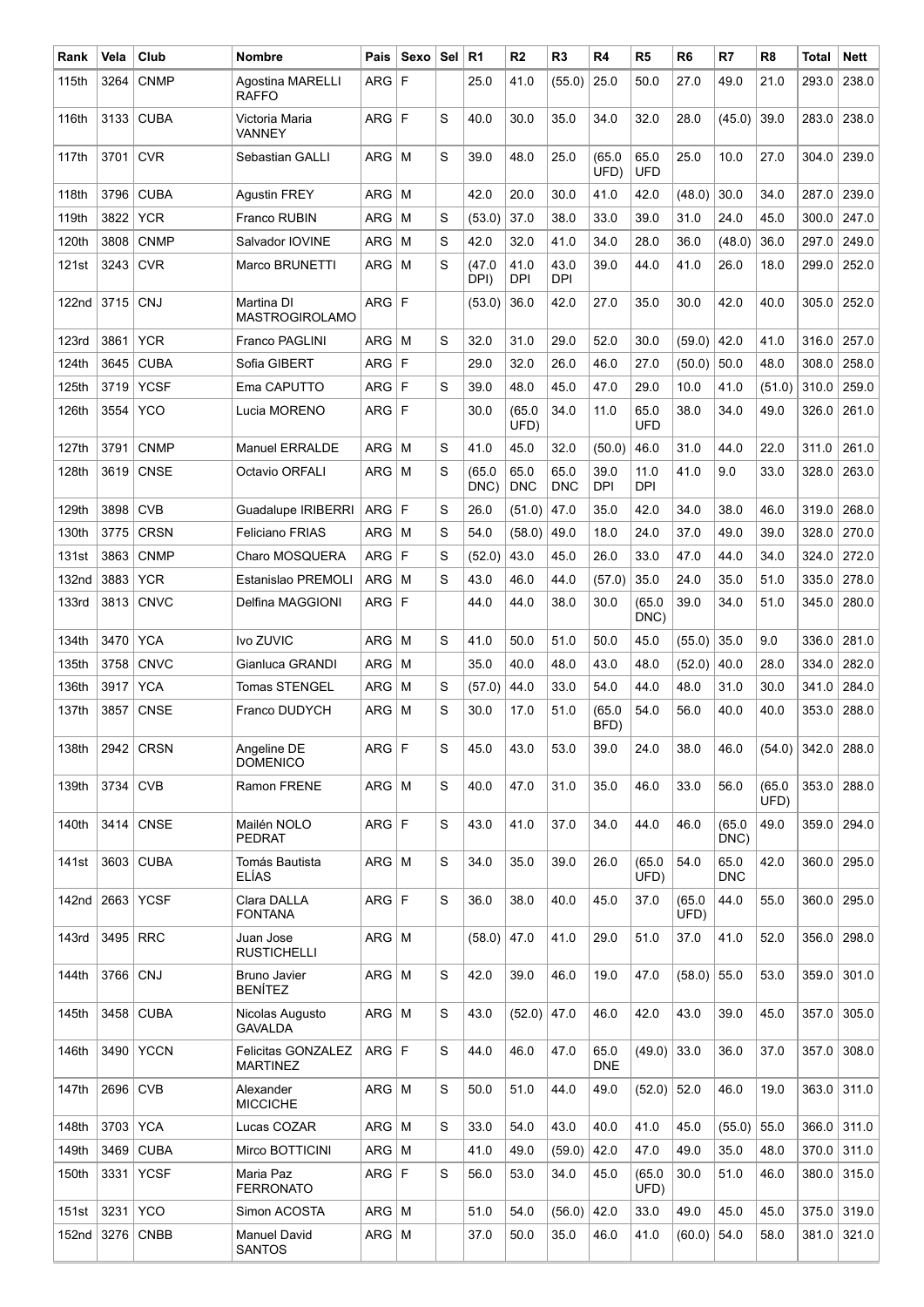| Rank | Vela | Club | Nombre | Pais | Sexo | Sel | R1 | R2 | R3 | R4 | R5 | R6 | R7 | R8 | Total | Nett |
|---|---|---|---|---|---|---|---|---|---|---|---|---|---|---|---|---|
| 115th | 3264 | CNMP | Agostina MARELLI RAFFO | ARG | F | | 25.0 | 41.0 | (55.0) | 25.0 | 50.0 | 27.0 | 49.0 | 21.0 | 293.0 | 238.0 |
| 116th | 3133 | CUBA | Victoria Maria VANNEY | ARG | F | S | 40.0 | 30.0 | 35.0 | 34.0 | 32.0 | 28.0 | (45.0) | 39.0 | 283.0 | 238.0 |
| 117th | 3701 | CVR | Sebastian GALLI | ARG | M | S | 39.0 | 48.0 | 25.0 | (65.0 UFD) | 65.0 UFD | 25.0 | 10.0 | 27.0 | 304.0 | 239.0 |
| 118th | 3796 | CUBA | Agustin FREY | ARG | M | | 42.0 | 20.0 | 30.0 | 41.0 | 42.0 | (48.0) | 30.0 | 34.0 | 287.0 | 239.0 |
| 119th | 3822 | YCR | Franco RUBIN | ARG | M | S | (53.0) | 37.0 | 38.0 | 33.0 | 39.0 | 31.0 | 24.0 | 45.0 | 300.0 | 247.0 |
| 120th | 3808 | CNMP | Salvador IOVINE | ARG | M | S | 42.0 | 32.0 | 41.0 | 34.0 | 28.0 | 36.0 | (48.0) | 36.0 | 297.0 | 249.0 |
| 121st | 3243 | CVR | Marco BRUNETTI | ARG | M | S | (47.0 DPI) | 41.0 DPI | 43.0 DPI | 39.0 | 44.0 | 41.0 | 26.0 | 18.0 | 299.0 | 252.0 |
| 122nd | 3715 | CNJ | Martina DI MASTROGIROLAMO | ARG | F | | (53.0) | 36.0 | 42.0 | 27.0 | 35.0 | 30.0 | 42.0 | 40.0 | 305.0 | 252.0 |
| 123rd | 3861 | YCR | Franco PAGLINI | ARG | M | S | 32.0 | 31.0 | 29.0 | 52.0 | 30.0 | (59.0) | 42.0 | 41.0 | 316.0 | 257.0 |
| 124th | 3645 | CUBA | Sofia GIBERT | ARG | F | | 29.0 | 32.0 | 26.0 | 46.0 | 27.0 | (50.0) | 50.0 | 48.0 | 308.0 | 258.0 |
| 125th | 3719 | YCSF | Ema CAPUTTO | ARG | F | S | 39.0 | 48.0 | 45.0 | 47.0 | 29.0 | 10.0 | 41.0 | (51.0) | 310.0 | 259.0 |
| 126th | 3554 | YCO | Lucia MORENO | ARG | F | | 30.0 | (65.0 UFD) | 34.0 | 11.0 | 65.0 UFD | 38.0 | 34.0 | 49.0 | 326.0 | 261.0 |
| 127th | 3791 | CNMP | Manuel ERRALDE | ARG | M | S | 41.0 | 45.0 | 32.0 | (50.0) | 46.0 | 31.0 | 44.0 | 22.0 | 311.0 | 261.0 |
| 128th | 3619 | CNSE | Octavio ORFALI | ARG | M | S | (65.0 DNC) | 65.0 DNC | 65.0 DNC | 39.0 DPI | 11.0 DPI | 41.0 | 9.0 | 33.0 | 328.0 | 263.0 |
| 129th | 3898 | CVB | Guadalupe IRIBERRI | ARG | F | S | 26.0 | (51.0) | 47.0 | 35.0 | 42.0 | 34.0 | 38.0 | 46.0 | 319.0 | 268.0 |
| 130th | 3775 | CRSN | Feliciano FRIAS | ARG | M | S | 54.0 | (58.0) | 49.0 | 18.0 | 24.0 | 37.0 | 49.0 | 39.0 | 328.0 | 270.0 |
| 131st | 3863 | CNMP | Charo MOSQUERA | ARG | F | S | (52.0) | 43.0 | 45.0 | 26.0 | 33.0 | 47.0 | 44.0 | 34.0 | 324.0 | 272.0 |
| 132nd | 3883 | YCR | Estanislao PREMOLI | ARG | M | S | 43.0 | 46.0 | 44.0 | (57.0) | 35.0 | 24.0 | 35.0 | 51.0 | 335.0 | 278.0 |
| 133rd | 3813 | CNVC | Delfina MAGGIONI | ARG | F | | 44.0 | 44.0 | 38.0 | 30.0 | (65.0 DNC) | 39.0 | 34.0 | 51.0 | 345.0 | 280.0 |
| 134th | 3470 | YCA | Ivo ZUVIC | ARG | M | S | 41.0 | 50.0 | 51.0 | 50.0 | 45.0 | (55.0) | 35.0 | 9.0 | 336.0 | 281.0 |
| 135th | 3758 | CNVC | Gianluca GRANDI | ARG | M | | 35.0 | 40.0 | 48.0 | 43.0 | 48.0 | (52.0) | 40.0 | 28.0 | 334.0 | 282.0 |
| 136th | 3917 | YCA | Tomas STENGEL | ARG | M | S | (57.0) | 44.0 | 33.0 | 54.0 | 44.0 | 48.0 | 31.0 | 30.0 | 341.0 | 284.0 |
| 137th | 3857 | CNSE | Franco DUDYCH | ARG | M | S | 30.0 | 17.0 | 51.0 | (65.0 BFD) | 54.0 | 56.0 | 40.0 | 40.0 | 353.0 | 288.0 |
| 138th | 2942 | CRSN | Angeline DE DOMENICO | ARG | F | S | 45.0 | 43.0 | 53.0 | 39.0 | 24.0 | 38.0 | 46.0 | (54.0) | 342.0 | 288.0 |
| 139th | 3734 | CVB | Ramon FRENE | ARG | M | S | 40.0 | 47.0 | 31.0 | 35.0 | 46.0 | 33.0 | 56.0 | (65.0 UFD) | 353.0 | 288.0 |
| 140th | 3414 | CNSE | Mailén NOLO PEDRAT | ARG | F | S | 43.0 | 41.0 | 37.0 | 34.0 | 44.0 | 46.0 | (65.0 DNC) | 49.0 | 359.0 | 294.0 |
| 141st | 3603 | CUBA | Tomás Bautista ELÍAS | ARG | M | S | 34.0 | 35.0 | 39.0 | 26.0 | (65.0 UFD) | 54.0 | 65.0 DNC | 42.0 | 360.0 | 295.0 |
| 142nd | 2663 | YCSF | Clara DALLA FONTANA | ARG | F | S | 36.0 | 38.0 | 40.0 | 45.0 | 37.0 | (65.0 UFD) | 44.0 | 55.0 | 360.0 | 295.0 |
| 143rd | 3495 | RRC | Juan Jose RUSTICHELLI | ARG | M | | (58.0) | 47.0 | 41.0 | 29.0 | 51.0 | 37.0 | 41.0 | 52.0 | 356.0 | 298.0 |
| 144th | 3766 | CNJ | Bruno Javier BENÍTEZ | ARG | M | S | 42.0 | 39.0 | 46.0 | 19.0 | 47.0 | (58.0) | 55.0 | 53.0 | 359.0 | 301.0 |
| 145th | 3458 | CUBA | Nicolas Augusto GAVALDA | ARG | M | S | 43.0 | (52.0) | 47.0 | 46.0 | 42.0 | 43.0 | 39.0 | 45.0 | 357.0 | 305.0 |
| 146th | 3490 | YCCN | Felicitas GONZALEZ MARTINEZ | ARG | F | S | 44.0 | 46.0 | 47.0 | 65.0 DNE | (49.0) | 33.0 | 36.0 | 37.0 | 357.0 | 308.0 |
| 147th | 2696 | CVB | Alexander MICCICHE | ARG | M | S | 50.0 | 51.0 | 44.0 | 49.0 | (52.0) | 52.0 | 46.0 | 19.0 | 363.0 | 311.0 |
| 148th | 3703 | YCA | Lucas COZAR | ARG | M | S | 33.0 | 54.0 | 43.0 | 40.0 | 41.0 | 45.0 | (55.0) | 55.0 | 366.0 | 311.0 |
| 149th | 3469 | CUBA | Mirco BOTTICINI | ARG | M | | 41.0 | 49.0 | (59.0) | 42.0 | 47.0 | 49.0 | 35.0 | 48.0 | 370.0 | 311.0 |
| 150th | 3331 | YCSF | Maria Paz FERRONATO | ARG | F | S | 56.0 | 53.0 | 34.0 | 45.0 | (65.0 UFD) | 30.0 | 51.0 | 46.0 | 380.0 | 315.0 |
| 151st | 3231 | YCO | Simon ACOSTA | ARG | M | | 51.0 | 54.0 | (56.0) | 42.0 | 33.0 | 49.0 | 45.0 | 45.0 | 375.0 | 319.0 |
| 152nd | 3276 | CNBB | Manuel David SANTOS | ARG | M | | 37.0 | 50.0 | 35.0 | 46.0 | 41.0 | (60.0) | 54.0 | 58.0 | 381.0 | 321.0 |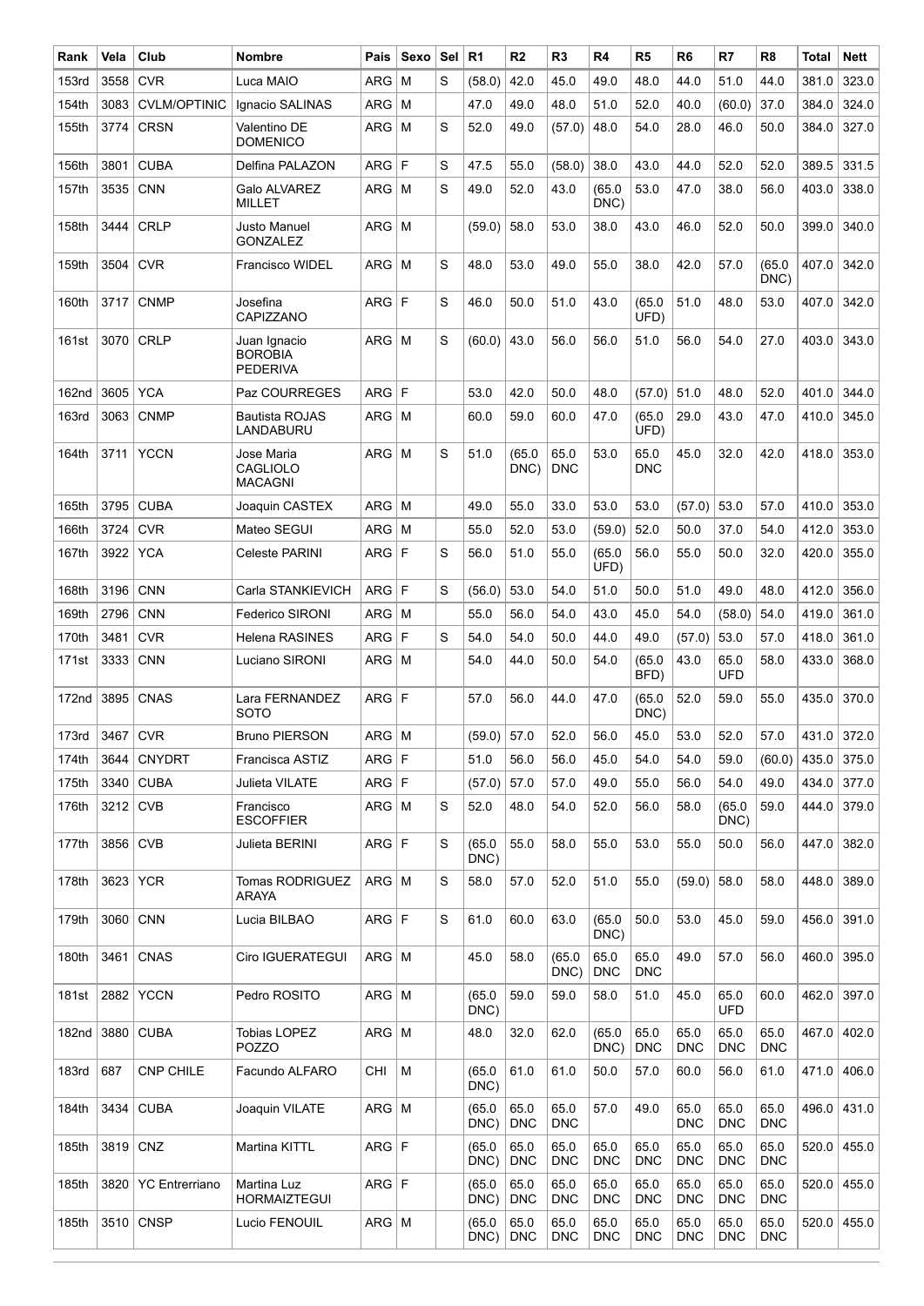| Rank | Vela | Club | Nombre | Pais | Sexo | Sel | R1 | R2 | R3 | R4 | R5 | R6 | R7 | R8 | Total | Nett |
|---|---|---|---|---|---|---|---|---|---|---|---|---|---|---|---|---|
| 153rd | 3558 | CVR | Luca MAIO | ARG | M | S | (58.0) | 42.0 | 45.0 | 49.0 | 48.0 | 44.0 | 51.0 | 44.0 | 381.0 | 323.0 |
| 154th | 3083 | CVLM/OPTINIC | Ignacio SALINAS | ARG | M | | 47.0 | 49.0 | 48.0 | 51.0 | 52.0 | 40.0 | (60.0) | 37.0 | 384.0 | 324.0 |
| 155th | 3774 | CRSN | Valentino DE DOMENICO | ARG | M | S | 52.0 | 49.0 | (57.0) | 48.0 | 54.0 | 28.0 | 46.0 | 50.0 | 384.0 | 327.0 |
| 156th | 3801 | CUBA | Delfina PALAZON | ARG | F | S | 47.5 | 55.0 | (58.0) | 38.0 | 43.0 | 44.0 | 52.0 | 52.0 | 389.5 | 331.5 |
| 157th | 3535 | CNN | Galo ALVAREZ MILLET | ARG | M | S | 49.0 | 52.0 | 43.0 | (65.0 DNC) | 53.0 | 47.0 | 38.0 | 56.0 | 403.0 | 338.0 |
| 158th | 3444 | CRLP | Justo Manuel GONZALEZ | ARG | M | | (59.0) | 58.0 | 53.0 | 38.0 | 43.0 | 46.0 | 52.0 | 50.0 | 399.0 | 340.0 |
| 159th | 3504 | CVR | Francisco WIDEL | ARG | M | S | 48.0 | 53.0 | 49.0 | 55.0 | 38.0 | 42.0 | 57.0 | (65.0 DNC) | 407.0 | 342.0 |
| 160th | 3717 | CNMP | Josefina CAPIZZANO | ARG | F | S | 46.0 | 50.0 | 51.0 | 43.0 | (65.0 UFD) | 51.0 | 48.0 | 53.0 | 407.0 | 342.0 |
| 161st | 3070 | CRLP | Juan Ignacio BOROBIA PEDERIVA | ARG | M | S | (60.0) | 43.0 | 56.0 | 56.0 | 51.0 | 56.0 | 54.0 | 27.0 | 403.0 | 343.0 |
| 162nd | 3605 | YCA | Paz COURREGES | ARG | F | | 53.0 | 42.0 | 50.0 | 48.0 | (57.0) | 51.0 | 48.0 | 52.0 | 401.0 | 344.0 |
| 163rd | 3063 | CNMP | Bautista ROJAS LANDABURU | ARG | M | | 60.0 | 59.0 | 60.0 | 47.0 | (65.0 UFD) | 29.0 | 43.0 | 47.0 | 410.0 | 345.0 |
| 164th | 3711 | YCCN | Jose Maria CAGLIOLO MACAGNI | ARG | M | S | 51.0 | (65.0 DNC) | 65.0 DNC | 53.0 | 65.0 DNC | 45.0 | 32.0 | 42.0 | 418.0 | 353.0 |
| 165th | 3795 | CUBA | Joaquin CASTEX | ARG | M | | 49.0 | 55.0 | 33.0 | 53.0 | 53.0 | (57.0) | 53.0 | 57.0 | 410.0 | 353.0 |
| 166th | 3724 | CVR | Mateo SEGUI | ARG | M | | 55.0 | 52.0 | 53.0 | (59.0) | 52.0 | 50.0 | 37.0 | 54.0 | 412.0 | 353.0 |
| 167th | 3922 | YCA | Celeste PARINI | ARG | F | S | 56.0 | 51.0 | 55.0 | (65.0 UFD) | 56.0 | 55.0 | 50.0 | 32.0 | 420.0 | 355.0 |
| 168th | 3196 | CNN | Carla STANKIEVICH | ARG | F | S | (56.0) | 53.0 | 54.0 | 51.0 | 50.0 | 51.0 | 49.0 | 48.0 | 412.0 | 356.0 |
| 169th | 2796 | CNN | Federico SIRONI | ARG | M | | 55.0 | 56.0 | 54.0 | 43.0 | 45.0 | 54.0 | (58.0) | 54.0 | 419.0 | 361.0 |
| 170th | 3481 | CVR | Helena RASINES | ARG | F | S | 54.0 | 54.0 | 50.0 | 44.0 | 49.0 | (57.0) | 53.0 | 57.0 | 418.0 | 361.0 |
| 171st | 3333 | CNN | Luciano SIRONI | ARG | M | | 54.0 | 44.0 | 50.0 | 54.0 | (65.0 BFD) | 43.0 | 65.0 UFD | 58.0 | 433.0 | 368.0 |
| 172nd | 3895 | CNAS | Lara FERNANDEZ SOTO | ARG | F | | 57.0 | 56.0 | 44.0 | 47.0 | (65.0 DNC) | 52.0 | 59.0 | 55.0 | 435.0 | 370.0 |
| 173rd | 3467 | CVR | Bruno PIERSON | ARG | M | | (59.0) | 57.0 | 52.0 | 56.0 | 45.0 | 53.0 | 52.0 | 57.0 | 431.0 | 372.0 |
| 174th | 3644 | CNYDRT | Francisca ASTIZ | ARG | F | | 51.0 | 56.0 | 56.0 | 45.0 | 54.0 | 54.0 | 59.0 | (60.0) | 435.0 | 375.0 |
| 175th | 3340 | CUBA | Julieta VILATE | ARG | F | | (57.0) | 57.0 | 57.0 | 49.0 | 55.0 | 56.0 | 54.0 | 49.0 | 434.0 | 377.0 |
| 176th | 3212 | CVB | Francisco ESCOFFIER | ARG | M | S | 52.0 | 48.0 | 54.0 | 52.0 | 56.0 | 58.0 | (65.0 DNC) | 59.0 | 444.0 | 379.0 |
| 177th | 3856 | CVB | Julieta BERINI | ARG | F | S | (65.0 DNC) | 55.0 | 58.0 | 55.0 | 53.0 | 55.0 | 50.0 | 56.0 | 447.0 | 382.0 |
| 178th | 3623 | YCR | Tomas RODRIGUEZ ARAYA | ARG | M | S | 58.0 | 57.0 | 52.0 | 51.0 | 55.0 | (59.0) | 58.0 | 58.0 | 448.0 | 389.0 |
| 179th | 3060 | CNN | Lucia BILBAO | ARG | F | S | 61.0 | 60.0 | 63.0 | (65.0 DNC) | 50.0 | 53.0 | 45.0 | 59.0 | 456.0 | 391.0 |
| 180th | 3461 | CNAS | Ciro IGUERATEGUI | ARG | M | | 45.0 | 58.0 | (65.0 DNC) | 65.0 DNC | 65.0 DNC | 49.0 | 57.0 | 56.0 | 460.0 | 395.0 |
| 181st | 2882 | YCCN | Pedro ROSITO | ARG | M | | (65.0 DNC) | 59.0 | 59.0 | 58.0 | 51.0 | 45.0 | 65.0 UFD | 60.0 | 462.0 | 397.0 |
| 182nd | 3880 | CUBA | Tobias LOPEZ POZZO | ARG | M | | 48.0 | 32.0 | 62.0 | (65.0 DNC) | 65.0 DNC | 65.0 DNC | 65.0 DNC | 65.0 DNC | 467.0 | 402.0 |
| 183rd | 687 | CNP CHILE | Facundo ALFARO | CHI | M | | (65.0 DNC) | 61.0 | 61.0 | 50.0 | 57.0 | 60.0 | 56.0 | 61.0 | 471.0 | 406.0 |
| 184th | 3434 | CUBA | Joaquin VILATE | ARG | M | | (65.0 DNC) | 65.0 DNC | 65.0 DNC | 57.0 | 49.0 | 65.0 DNC | 65.0 DNC | 65.0 DNC | 496.0 | 431.0 |
| 185th | 3819 | CNZ | Martina KITTL | ARG | F | | (65.0 DNC) | 65.0 DNC | 65.0 DNC | 65.0 DNC | 65.0 DNC | 65.0 DNC | 65.0 DNC | 65.0 DNC | 520.0 | 455.0 |
| 185th | 3820 | YC Entrerriano | Martina Luz HORMAIZTEGUI | ARG | F | | (65.0 DNC) | 65.0 DNC | 65.0 DNC | 65.0 DNC | 65.0 DNC | 65.0 DNC | 65.0 DNC | 65.0 DNC | 520.0 | 455.0 |
| 185th | 3510 | CNSP | Lucio FENOUIL | ARG | M | | (65.0 DNC) | 65.0 DNC | 65.0 DNC | 65.0 DNC | 65.0 DNC | 65.0 DNC | 65.0 DNC | 65.0 DNC | 520.0 | 455.0 |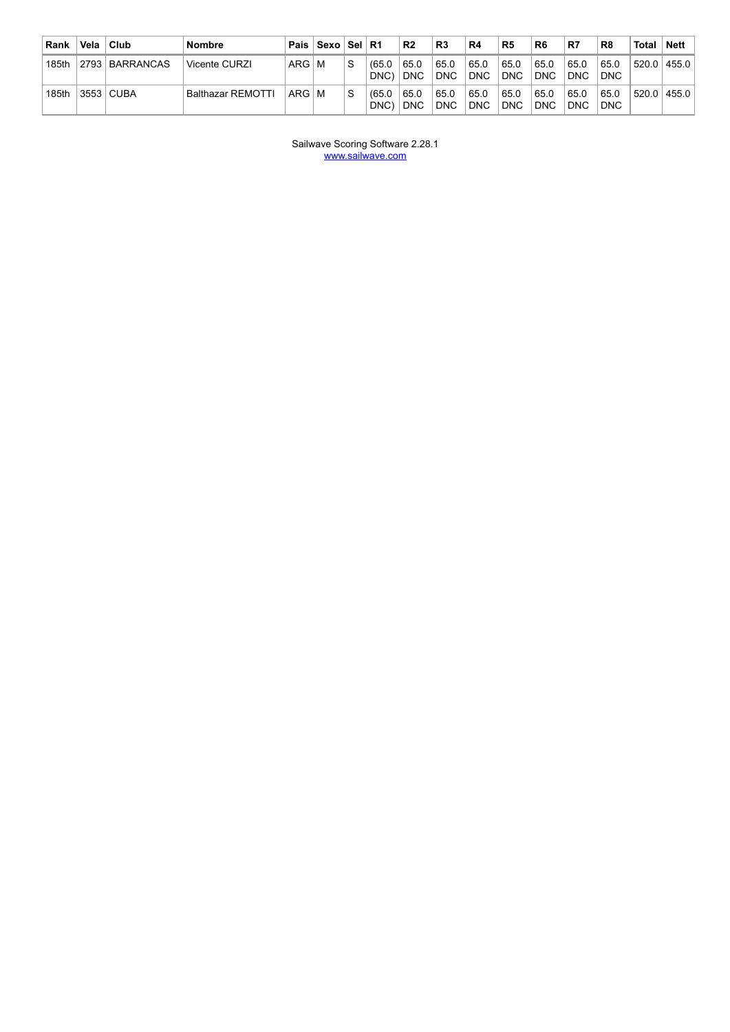| Rank | Vela | Club | Nombre | Pais | Sexo | Sel | R1 | R2 | R3 | R4 | R5 | R6 | R7 | R8 | Total | Nett |
|---|---|---|---|---|---|---|---|---|---|---|---|---|---|---|---|---|
| 185th | 2793 | BARRANCAS | Vicente CURZI | ARG | M | S | (65.0 DNC) | 65.0 DNC | 65.0 DNC | 65.0 DNC | 65.0 DNC | 65.0 DNC | 65.0 DNC | 65.0 DNC | 520.0 | 455.0 |
| 185th | 3553 | CUBA | Balthazar REMOTTI | ARG | M | S | (65.0 DNC) | 65.0 DNC | 65.0 DNC | 65.0 DNC | 65.0 DNC | 65.0 DNC | 65.0 DNC | 65.0 DNC | 520.0 | 455.0 |

Sailwave Scoring Software 2.28.1
www.sailwave.com